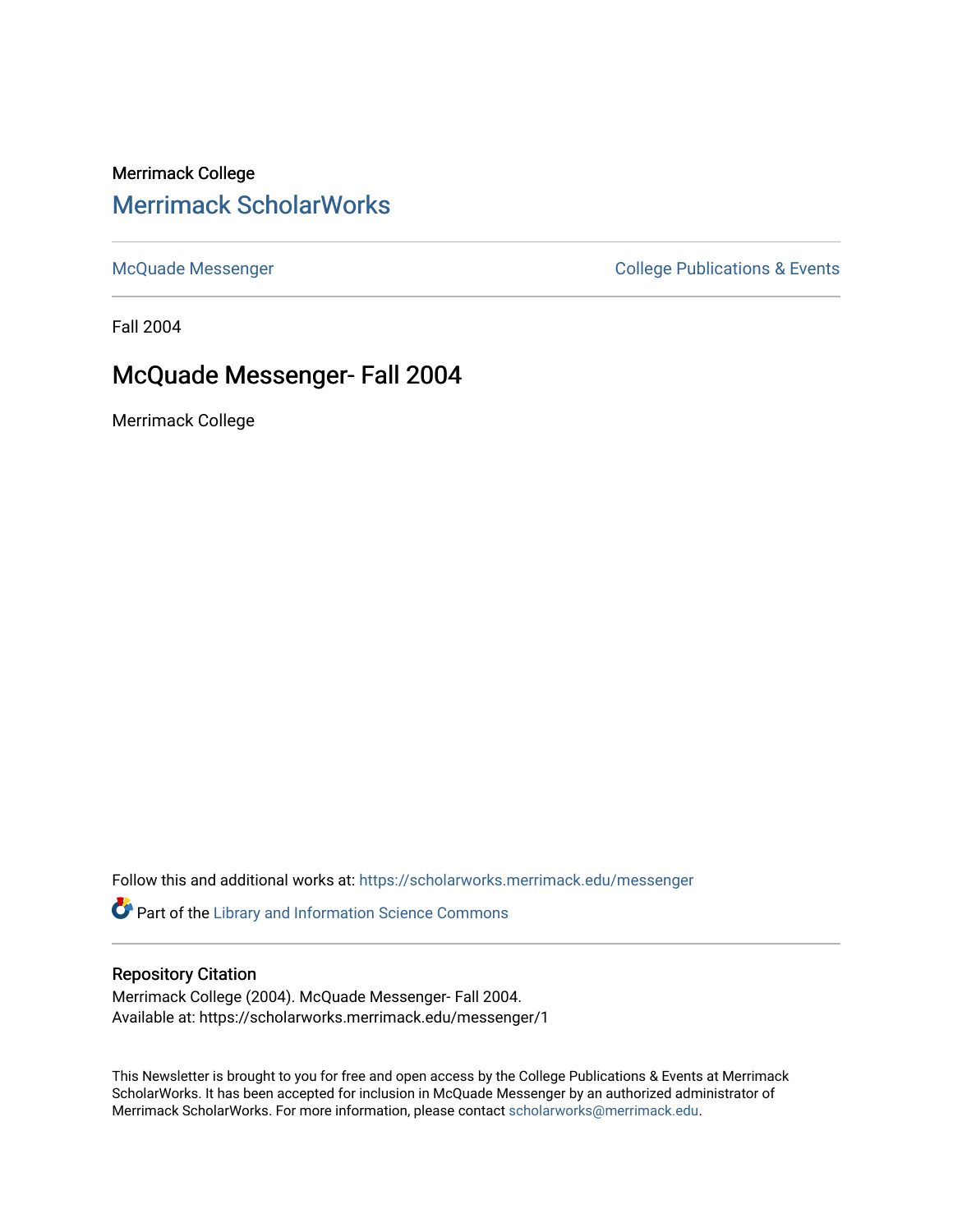Merrimack College

# Merrimack ScholarWorks

McQuade Messenger | College Publications & Events

Fall 2004

## McQuade Messenger- Fall 2004

Merrimack College

Follow this and additional works at: https://scholarworks.merrimack.edu/messenger

Part of the Library and Information Science Commons

### Repository Citation

Merrimack College (2004). McQuade Messenger- Fall 2004.
Available at: https://scholarworks.merrimack.edu/messenger/1

This Newsletter is brought to you for free and open access by the College Publications & Events at Merrimack ScholarWorks. It has been accepted for inclusion in McQuade Messenger by an authorized administrator of Merrimack ScholarWorks. For more information, please contact scholarworks@merrimack.edu.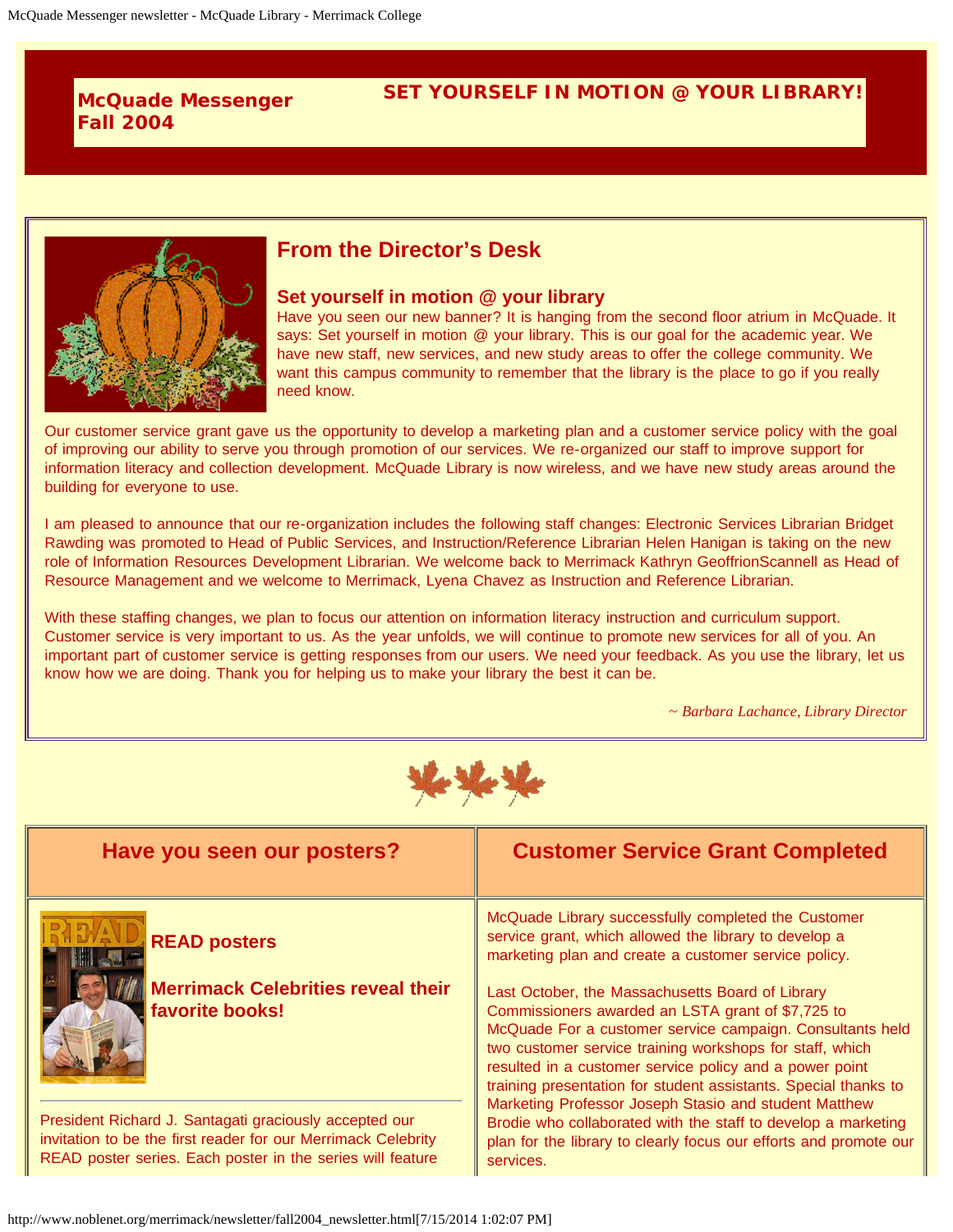**McQuade Messenger**
**Fall 2004**

**SET YOURSELF IN MOTION @ YOUR LIBRARY!**

## From the Director's Desk

### Set yourself in motion @ your library

Have you seen our new banner? It is hanging from the second floor atrium in McQuade. It says: Set yourself in motion @ your library. This is our goal for the academic year. We have new staff, new services, and new study areas to offer the college community. We want this campus community to remember that the library is the place to go if you really need know.

Our customer service grant gave us the opportunity to develop a marketing plan and a customer service policy with the goal of improving our ability to serve you through promotion of our services. We re-organized our staff to improve support for information literacy and collection development. McQuade Library is now wireless, and we have new study areas around the building for everyone to use.

I am pleased to announce that our re-organization includes the following staff changes: Electronic Services Librarian Bridget Rawding was promoted to Head of Public Services, and Instruction/Reference Librarian Helen Hanigan is taking on the new role of Information Resources Development Librarian. We welcome back to Merrimack Kathryn GeoffrionScannell as Head of Resource Management and we welcome to Merrimack, Lyena Chavez as Instruction and Reference Librarian.

With these staffing changes, we plan to focus our attention on information literacy instruction and curriculum support. Customer service is very important to us. As the year unfolds, we will continue to promote new services for all of you. An important part of customer service is getting responses from our users. We need your feedback. As you use the library, let us know how we are doing. Thank you for helping us to make your library the best it can be.

*~ Barbara Lachance, Library Director*

## Have you seen our posters?

### READ posters

### Merrimack Celebrities reveal their favorite books!

President Richard J. Santagati graciously accepted our invitation to be the first reader for our Merrimack Celebrity READ poster series. Each poster in the series will feature

## Customer Service Grant Completed

McQuade Library successfully completed the Customer service grant, which allowed the library to develop a marketing plan and create a customer service policy.

Last October, the Massachusetts Board of Library Commissioners awarded an LSTA grant of $7,725 to McQuade For a customer service campaign. Consultants held two customer service training workshops for staff, which resulted in a customer service policy and a power point training presentation for student assistants. Special thanks to Marketing Professor Joseph Stasio and student Matthew Brodie who collaborated with the staff to develop a marketing plan for the library to clearly focus our efforts and promote our services.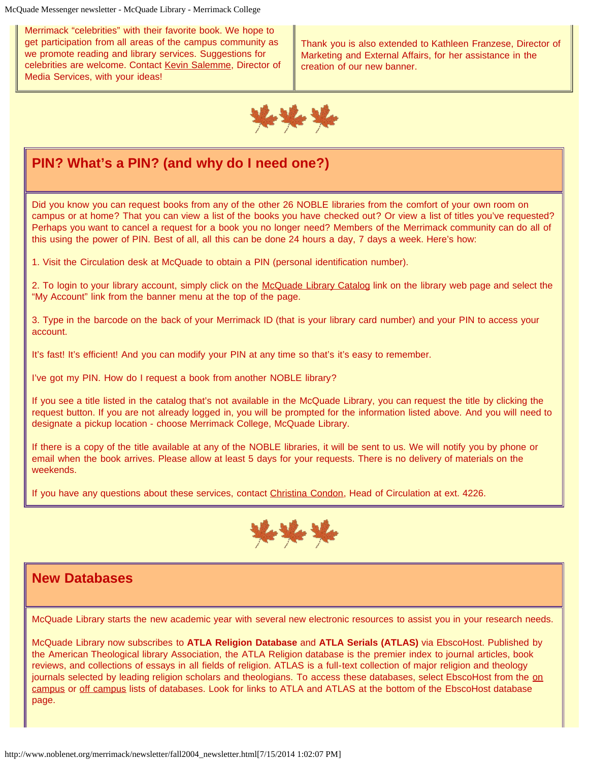Merrimack "celebrities" with their favorite book. We hope to get participation from all areas of the campus community as we promote reading and library services. Suggestions for celebrities are welcome. Contact Kevin Salemme, Director of Media Services, with your ideas!

Thank you is also extended to Kathleen Franzese, Director of Marketing and External Affairs, for her assistance in the creation of our new banner.

## PIN? What's a PIN? (and why do I need one?)

Did you know you can request books from any of the other 26 NOBLE libraries from the comfort of your own room on campus or at home? That you can view a list of the books you have checked out? Or view a list of titles you've requested? Perhaps you want to cancel a request for a book you no longer need? Members of the Merrimack community can do all of this using the power of PIN. Best of all, all this can be done 24 hours a day, 7 days a week. Here's how:

1. Visit the Circulation desk at McQuade to obtain a PIN (personal identification number).

2. To login to your library account, simply click on the McQuade Library Catalog link on the library web page and select the "My Account" link from the banner menu at the top of the page.

3. Type in the barcode on the back of your Merrimack ID (that is your library card number) and your PIN to access your account.

It's fast! It's efficient! And you can modify your PIN at any time so that's it's easy to remember.

I've got my PIN. How do I request a book from another NOBLE library?

If you see a title listed in the catalog that's not available in the McQuade Library, you can request the title by clicking the request button. If you are not already logged in, you will be prompted for the information listed above. And you will need to designate a pickup location - choose Merrimack College, McQuade Library.

If there is a copy of the title available at any of the NOBLE libraries, it will be sent to us. We will notify you by phone or email when the book arrives. Please allow at least 5 days for your requests. There is no delivery of materials on the weekends.

If you have any questions about these services, contact Christina Condon, Head of Circulation at ext. 4226.

## New Databases

McQuade Library starts the new academic year with several new electronic resources to assist you in your research needs.

McQuade Library now subscribes to **ATLA Religion Database** and **ATLA Serials (ATLAS)** via EbscoHost. Published by the American Theological library Association, the ATLA Religion database is the premier index to journal articles, book reviews, and collections of essays in all fields of religion. ATLAS is a full-text collection of major religion and theology journals selected by leading religion scholars and theologians. To access these databases, select EbscoHost from the on campus or off campus lists of databases. Look for links to ATLA and ATLAS at the bottom of the EbscoHost database page.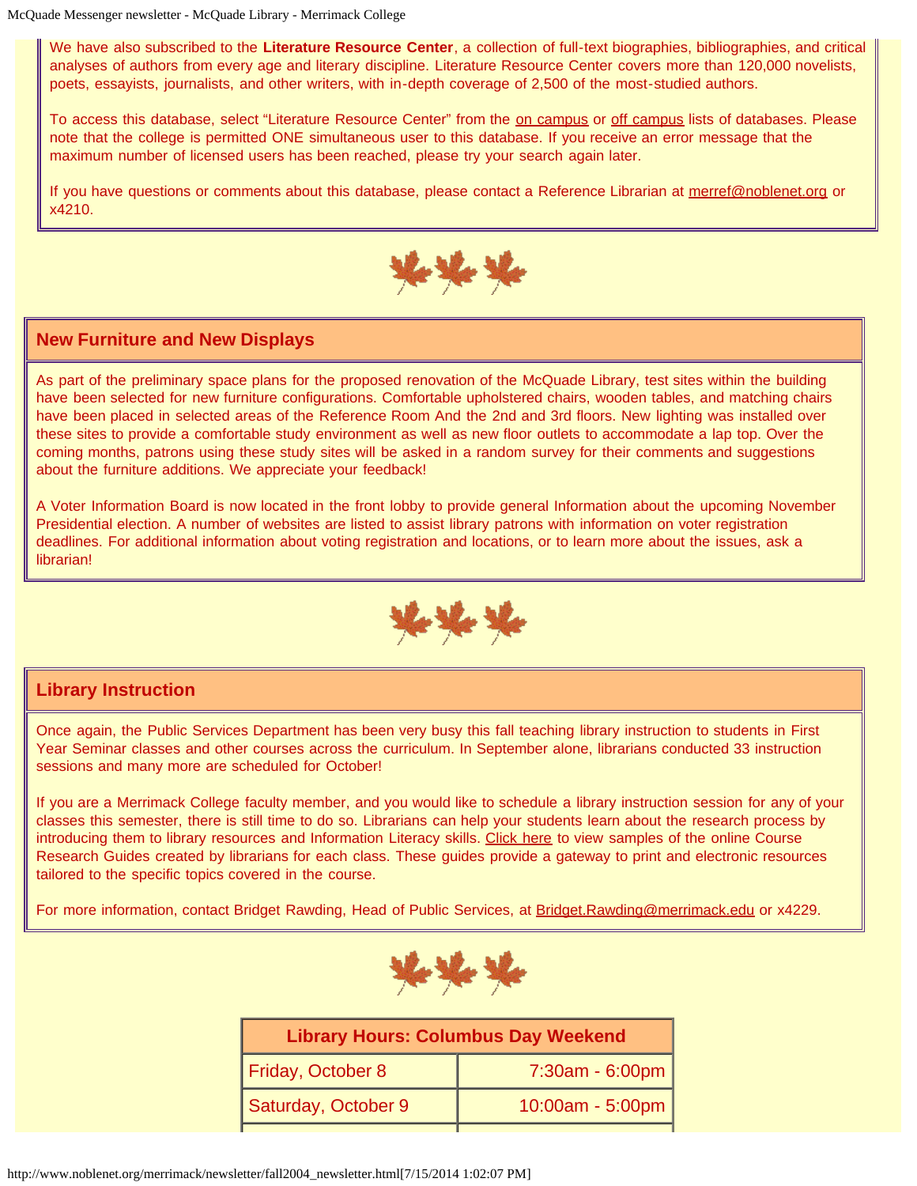We have also subscribed to the **Literature Resource Center**, a collection of full-text biographies, bibliographies, and critical analyses of authors from every age and literary discipline. Literature Resource Center covers more than 120,000 novelists, poets, essayists, journalists, and other writers, with in-depth coverage of 2,500 of the most-studied authors.

To access this database, select "Literature Resource Center" from the on campus or off campus lists of databases. Please note that the college is permitted ONE simultaneous user to this database. If you receive an error message that the maximum number of licensed users has been reached, please try your search again later.

If you have questions or comments about this database, please contact a Reference Librarian at merref@noblenet.org or x4210.

## New Furniture and New Displays

As part of the preliminary space plans for the proposed renovation of the McQuade Library, test sites within the building have been selected for new furniture configurations. Comfortable upholstered chairs, wooden tables, and matching chairs have been placed in selected areas of the Reference Room And the 2nd and 3rd floors. New lighting was installed over these sites to provide a comfortable study environment as well as new floor outlets to accommodate a lap top. Over the coming months, patrons using these study sites will be asked in a random survey for their comments and suggestions about the furniture additions. We appreciate your feedback!

A Voter Information Board is now located in the front lobby to provide general Information about the upcoming November Presidential election. A number of websites are listed to assist library patrons with information on voter registration deadlines. For additional information about voting registration and locations, or to learn more about the issues, ask a librarian!

## Library Instruction

Once again, the Public Services Department has been very busy this fall teaching library instruction to students in First Year Seminar classes and other courses across the curriculum. In September alone, librarians conducted 33 instruction sessions and many more are scheduled for October!

If you are a Merrimack College faculty member, and you would like to schedule a library instruction session for any of your classes this semester, there is still time to do so. Librarians can help your students learn about the research process by introducing them to library resources and Information Literacy skills. Click here to view samples of the online Course Research Guides created by librarians for each class. These guides provide a gateway to print and electronic resources tailored to the specific topics covered in the course.

For more information, contact Bridget Rawding, Head of Public Services, at Bridget.Rawding@merrimack.edu or x4229.

| Library Hours: Columbus Day Weekend | |
|---|---|
| Friday, October 8 | 7:30am - 6:00pm |
| Saturday, October 9 | 10:00am - 5:00pm |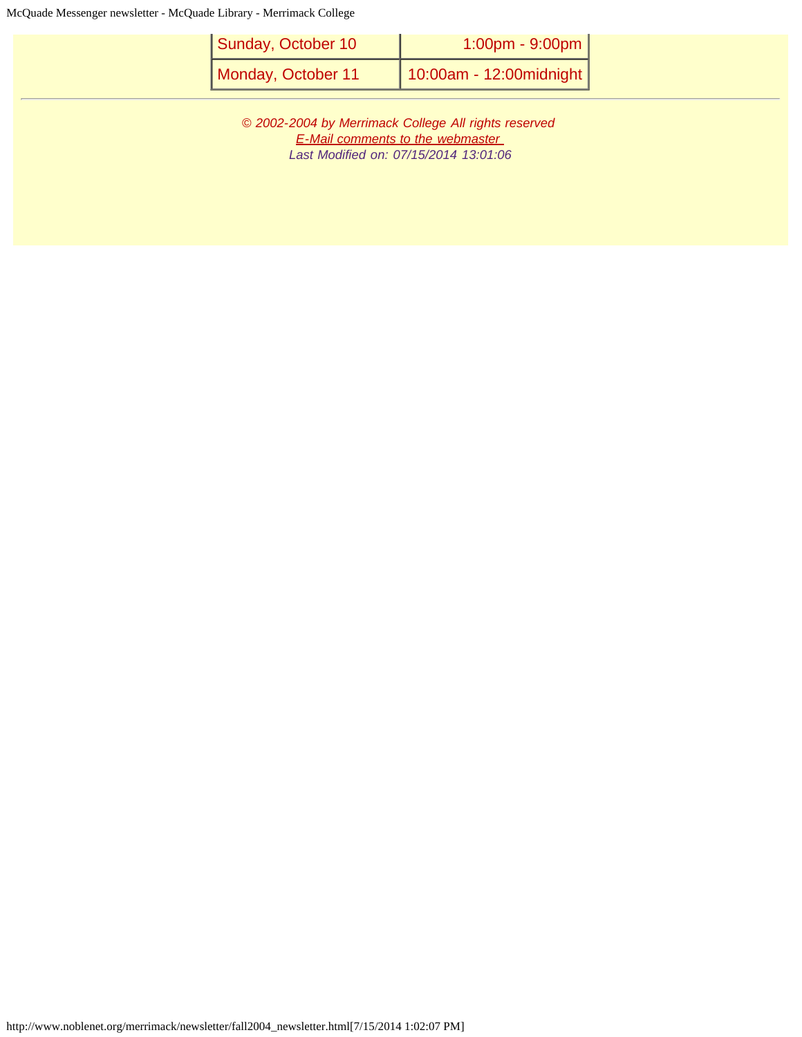| | |
|---|---|
| Sunday, October 10 | 1:00pm - 9:00pm |
| Monday, October 11 | 10:00am - 12:00midnight |

---

*© 2002-2004 by Merrimack College All rights reserved*
*E-Mail comments to the webmaster*
*Last Modified on: 07/15/2014 13:01:06*